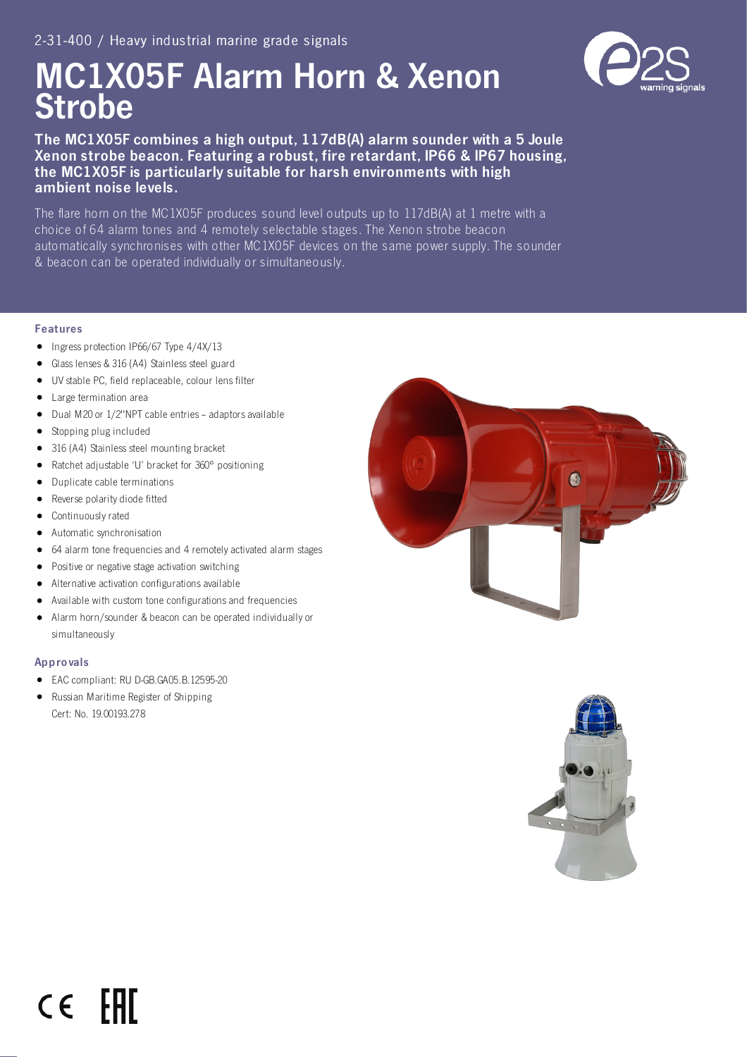2-31-400 / Heavy industrial marine grade signals

# MC1X05F Alarm Horn & Xenon Strobe

**The MC1X05F combines a high output, 117dB(A) alarm sounder with a 5 Joule Xenon strobe beacon. Featuring a robust, fire retardant, IP66 & IP67 housing, the MC1X05F is particularly suitable for harsh environments with high ambient noise levels.**

The flare horn on the MC1X05F produces sound level outputs up to 117dB(A) at 1 metre with a choice of 64 alarm tones and 4 remotely selectable stages. The Xenon strobe beacon automatically synchronises with other MC1X05F devices on the same power supply. The sounder & beacon can be operated individually or simultaneously.

### Features

- Ingress protection IP66/67 Type 4/4X/13
- Glass lenses & 316 (A4) Stainless steel guard
- UV stable PC, field replaceable, colour lens filter
- Large termination area
- Dual M20 or 1/2"NPT cable entries – adaptors available
- Stopping plug included
- 316 (A4) Stainless steel mounting bracket
- Ratchet adjustable 'U' bracket for 360° positioning
- Duplicate cable terminations
- Reverse polarity diode fitted
- Continuously rated
- Automatic synchronisation
- 64 alarm tone frequencies and 4 remotely activated alarm stages
- Positive or negative stage activation switching
- Alternative activation configurations available
- Available with custom tone configurations and frequencies
- Alarm horn/sounder & beacon can be operated individually or simultaneously

### Approvals

- EAC compliant: RU D-GB.GA05.B.12595-20
- Russian Maritime Register of Shipping Cert: No. 19.00193.278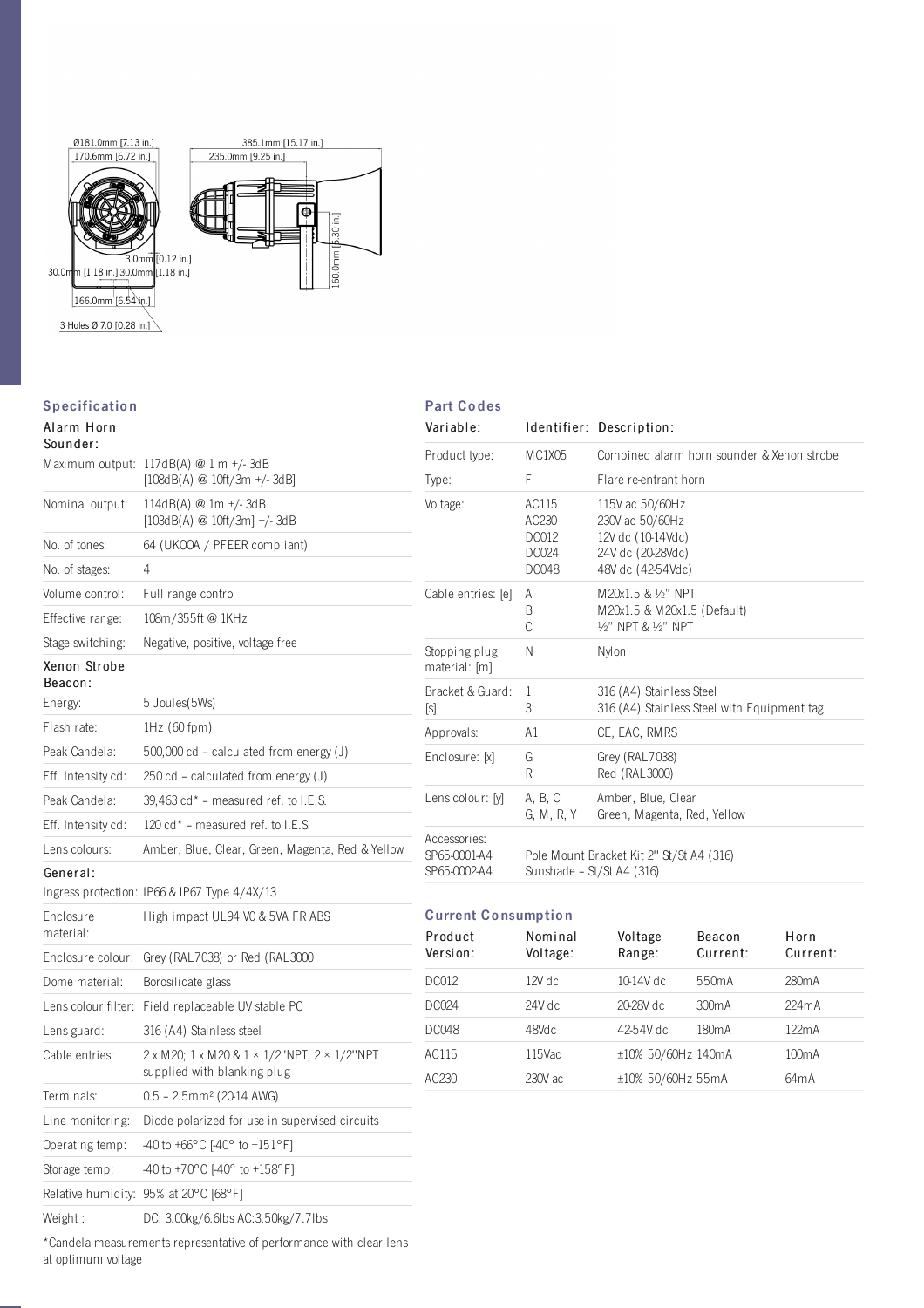Ø181.0mm [7.13 in.]
170.6mm [6.72 in.]
385.1mm [15.17 in.]
235.0mm [9.25 in.]
3.0mm [0.12 in.]
30.0mm [1.18 in.] 30.0mm [1.18 in.]
160.0mm [6.30 in.]
166.0mm [6.54 in.]
3 Holes Ø 7.0 [0.28 in.]

## Specification

| Alarm Horn Sounder: | |
|---|---|
| Maximum output: | 117dB(A) @ 1 m +/- 3dB [108dB(A) @ 10ft/3m +/- 3dB] |
| Nominal output: | 114dB(A) @ 1m +/- 3dB [103dB(A) @ 10ft/3m] +/- 3dB |
| No. of tones: | 64 (UKOOA / PFEER compliant) |
| No. of stages: | 4 |
| Volume control: | Full range control |
| Effective range: | 108m/355ft @ 1KHz |
| Stage switching: | Negative, positive, voltage free |
| **Xenon Strobe Beacon:** | |
| Energy: | 5 Joules(5Ws) |
| Flash rate: | 1Hz (60 fpm) |
| Peak Candela: | 500,000 cd – calculated from energy (J) |
| Eff. Intensity cd: | 250 cd – calculated from energy (J) |
| Peak Candela: | 39,463 cd* – measured ref. to I.E.S. |
| Eff. Intensity cd: | 120 cd* – measured ref. to I.E.S. |
| Lens colours: | Amber, Blue, Clear, Green, Magenta, Red & Yellow |
| **General:** | |
| Ingress protection: | IP66 & IP67 Type 4/4X/13 |
| Enclosure material: | High impact UL94 V0 & 5VA FR ABS |
| Enclosure colour: | Grey (RAL7038) or Red (RAL3000 |
| Dome material: | Borosilicate glass |
| Lens colour filter: | Field replaceable UV stable PC |
| Lens guard: | 316 (A4) Stainless steel |
| Cable entries: | 2 x M20; 1 x M20 & 1 × 1/2"NPT; 2 × 1/2"NPT supplied with blanking plug |
| Terminals: | 0.5 – 2.5mm² (20-14 AWG) |
| Line monitoring: | Diode polarized for use in supervised circuits |
| Operating temp: | -40 to +66°C [-40° to +151°F] |
| Storage temp: | -40 to +70°C [-40° to +158°F] |
| Relative humidity: | 95% at 20°C [68°F] |
| Weight : | DC: 3.00kg/6.6lbs AC:3.50kg/7.7lbs |

*Candela measurements representative of performance with clear lens at optimum voltage

## Part Codes

| Variable: | Identifier: | Description: |
|---|---|---|
| Product type: | MC1X05 | Combined alarm horn sounder & Xenon strobe |
| Type: | F | Flare re-entrant horn |
| Voltage: | AC115<br>AC230<br>DC012<br>DC024<br>DC048 | 115V ac 50/60Hz<br>230V ac 50/60Hz<br>12V dc (10-14Vdc)<br>24V dc (20-28Vdc)<br>48V dc (42-54Vdc) |
| Cable entries: [e] | A<br>B<br>C | M20x1.5 & ½" NPT<br>M20x1.5 & M20x1.5 (Default)<br>½" NPT & ½" NPT |
| Stopping plug material: [m] | N | Nylon |
| Bracket & Guard: [s] | 1<br>3 | 316 (A4) Stainless Steel<br>316 (A4) Stainless Steel with Equipment tag |
| Approvals: | A1 | CE, EAC, RMRS |
| Enclosure: [x] | G<br>R | Grey (RAL7038)<br>Red (RAL3000) |
| Lens colour: [y] | A, B, C<br>G, M, R, Y | Amber, Blue, Clear<br>Green, Magenta, Red, Yellow |
| Accessories:<br>SP65-0001-A4<br>SP65-0002-A4 | | <br>Pole Mount Bracket Kit 2" St/St A4 (316)<br>Sunshade – St/St A4 (316) |

## Current Consumption

| Product Version: | Nominal Voltage: | Voltage Range: | Beacon Current: | Horn Current: |
|---|---|---|---|---|
| DC012 | 12V dc | 10-14V dc | 550mA | 280mA |
| DC024 | 24V dc | 20-28V dc | 300mA | 224mA |
| DC048 | 48Vdc | 42-54V dc | 180mA | 122mA |
| AC115 | 115Vac | ±10% 50/60Hz | 140mA | 100mA |
| AC230 | 230V ac | ±10% 50/60Hz | 55mA | 64mA |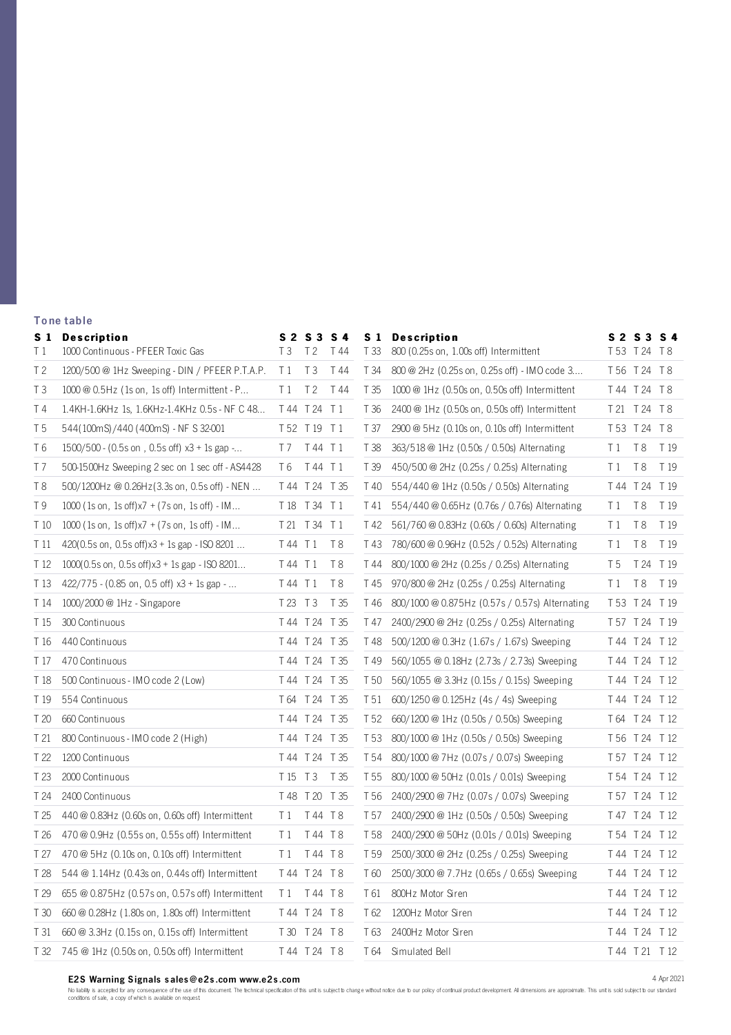## Tone table

| S 1 | Description | S 2 | S 3 | S 4 | S 1 | Description | S 2 | S 3 | S 4 |
|---|---|---|---|---|---|---|---|---|---|
| T 1 | 1000 Continuous - PFEER Toxic Gas | T 3 | T 2 | T 44 | T 33 | 800 (0.25s on, 1.00s off) Intermittent | T 53 | T 24 | T 8 |
| T 2 | 1200/500 @ 1Hz Sweeping - DIN / PFEER P.T.A.P. | T 1 | T 3 | T 44 | T 34 | 800 @ 2Hz (0.25s on, 0.25s off) - IMO code 3.... | T 56 | T 24 | T 8 |
| T 3 | 1000 @ 0.5Hz (1s on, 1s off) Intermittent - P... | T 1 | T 2 | T 44 | T 35 | 1000 @ 1Hz (0.50s on, 0.50s off) Intermittent | T 44 | T 24 | T 8 |
| T 4 | 1.4KH-1.6KHz 1s, 1.6KHz-1.4KHz 0.5s - NF C 48... | T 44 | T 24 | T 1 | T 36 | 2400 @ 1Hz (0.50s on, 0.50s off) Intermittent | T 21 | T 24 | T 8 |
| T 5 | 544(100mS)/440 (400mS) - NF S 32-001 | T 52 | T 19 | T 1 | T 37 | 2900 @ 5Hz (0.10s on, 0.10s off) Intermittent | T 53 | T 24 | T 8 |
| T 6 | 1500/500 - (0.5s on , 0.5s off) x3 + 1s gap -... | T 7 | T 44 | T 1 | T 38 | 363/518 @ 1Hz (0.50s / 0.50s) Alternating | T 1 | T 8 | T 19 |
| T 7 | 500-1500Hz Sweeping 2 sec on 1 sec off - AS4428 | T 6 | T 44 | T 1 | T 39 | 450/500 @ 2Hz (0.25s / 0.25s) Alternating | T 1 | T 8 | T 19 |
| T 8 | 500/1200Hz @ 0.26Hz(3.3s on, 0.5s off) - NEN ... | T 44 | T 24 | T 35 | T 40 | 554/440 @ 1Hz (0.50s / 0.50s) Alternating | T 44 | T 24 | T 19 |
| T 9 | 1000 (1s on, 1s off)x7 + (7s on, 1s off) - IM... | T 18 | T 34 | T 1 | T 41 | 554/440 @ 0.65Hz (0.76s / 0.76s) Alternating | T 1 | T 8 | T 19 |
| T 10 | 1000 (1s on, 1s off)x7 + (7s on, 1s off) - IM... | T 21 | T 34 | T 1 | T 42 | 561/760 @ 0.83Hz (0.60s / 0.60s) Alternating | T 1 | T 8 | T 19 |
| T 11 | 420(0.5s on, 0.5s off)x3 + 1s gap - ISO 8201 ... | T 44 | T 1 | T 8 | T 43 | 780/600 @ 0.96Hz (0.52s / 0.52s) Alternating | T 1 | T 8 | T 19 |
| T 12 | 1000(0.5s on, 0.5s off)x3 + 1s gap - ISO 8201... | T 44 | T 1 | T 8 | T 44 | 800/1000 @ 2Hz (0.25s / 0.25s) Alternating | T 5 | T 24 | T 19 |
| T 13 | 422/775 - (0.85 on, 0.5 off) x3 + 1s gap - ... | T 44 | T 1 | T 8 | T 45 | 970/800 @ 2Hz (0.25s / 0.25s) Alternating | T 1 | T 8 | T 19 |
| T 14 | 1000/2000 @ 1Hz - Singapore | T 23 | T 3 | T 35 | T 46 | 800/1000 @ 0.875Hz (0.57s / 0.57s) Alternating | T 53 | T 24 | T 19 |
| T 15 | 300 Continuous | T 44 | T 24 | T 35 | T 47 | 2400/2900 @ 2Hz (0.25s / 0.25s) Alternating | T 57 | T 24 | T 19 |
| T 16 | 440 Continuous | T 44 | T 24 | T 35 | T 48 | 500/1200 @ 0.3Hz (1.67s / 1.67s) Sweeping | T 44 | T 24 | T 12 |
| T 17 | 470 Continuous | T 44 | T 24 | T 35 | T 49 | 560/1055 @ 0.18Hz (2.73s / 2.73s) Sweeping | T 44 | T 24 | T 12 |
| T 18 | 500 Continuous - IMO code 2 (Low) | T 44 | T 24 | T 35 | T 50 | 560/1055 @ 3.3Hz (0.15s / 0.15s) Sweeping | T 44 | T 24 | T 12 |
| T 19 | 554 Continuous | T 64 | T 24 | T 35 | T 51 | 600/1250 @ 0.125Hz (4s / 4s) Sweeping | T 44 | T 24 | T 12 |
| T 20 | 660 Continuous | T 44 | T 24 | T 35 | T 52 | 660/1200 @ 1Hz (0.50s / 0.50s) Sweeping | T 64 | T 24 | T 12 |
| T 21 | 800 Continuous - IMO code 2 (High) | T 44 | T 24 | T 35 | T 53 | 800/1000 @ 1Hz (0.50s / 0.50s) Sweeping | T 56 | T 24 | T 12 |
| T 22 | 1200 Continuous | T 44 | T 24 | T 35 | T 54 | 800/1000 @ 7Hz (0.07s / 0.07s) Sweeping | T 57 | T 24 | T 12 |
| T 23 | 2000 Continuous | T 15 | T 3 | T 35 | T 55 | 800/1000 @ 50Hz (0.01s / 0.01s) Sweeping | T 54 | T 24 | T 12 |
| T 24 | 2400 Continuous | T 48 | T 20 | T 35 | T 56 | 2400/2900 @ 7Hz (0.07s / 0.07s) Sweeping | T 57 | T 24 | T 12 |
| T 25 | 440 @ 0.83Hz (0.60s on, 0.60s off) Intermittent | T 1 | T 44 | T 8 | T 57 | 2400/2900 @ 1Hz (0.50s / 0.50s) Sweeping | T 47 | T 24 | T 12 |
| T 26 | 470 @ 0.9Hz (0.55s on, 0.55s off) Intermittent | T 1 | T 44 | T 8 | T 58 | 2400/2900 @ 50Hz (0.01s / 0.01s) Sweeping | T 54 | T 24 | T 12 |
| T 27 | 470 @ 5Hz (0.10s on, 0.10s off) Intermittent | T 1 | T 44 | T 8 | T 59 | 2500/3000 @ 2Hz (0.25s / 0.25s) Sweeping | T 44 | T 24 | T 12 |
| T 28 | 544 @ 1.14Hz (0.43s on, 0.44s off) Intermittent | T 44 | T 24 | T 8 | T 60 | 2500/3000 @ 7.7Hz (0.65s / 0.65s) Sweeping | T 44 | T 24 | T 12 |
| T 29 | 655 @ 0.875Hz (0.57s on, 0.57s off) Intermittent | T 1 | T 44 | T 8 | T 61 | 800Hz Motor Siren | T 44 | T 24 | T 12 |
| T 30 | 660 @ 0.28Hz (1.80s on, 1.80s off) Intermittent | T 44 | T 24 | T 8 | T 62 | 1200Hz Motor Siren | T 44 | T 24 | T 12 |
| T 31 | 660 @ 3.3Hz (0.15s on, 0.15s off) Intermittent | T 30 | T 24 | T 8 | T 63 | 2400Hz Motor Siren | T 44 | T 24 | T 12 |
| T 32 | 745 @ 1Hz (0.50s on, 0.50s off) Intermittent | T 44 | T 24 | T 8 | T 64 | Simulated Bell | T 44 | T 21 | T 12 |

**E2S Warning Signals sales@e2s.com www.e2s.com**

4 Apr 2021

No liability is accepted for any consequence of the use of this document. The technical specification of this unit is subject to change without notice due to our policy of continual product development. All dimensions are approximate. This unit is sold subject to our standard conditions of sale, a copy of which is available on request.